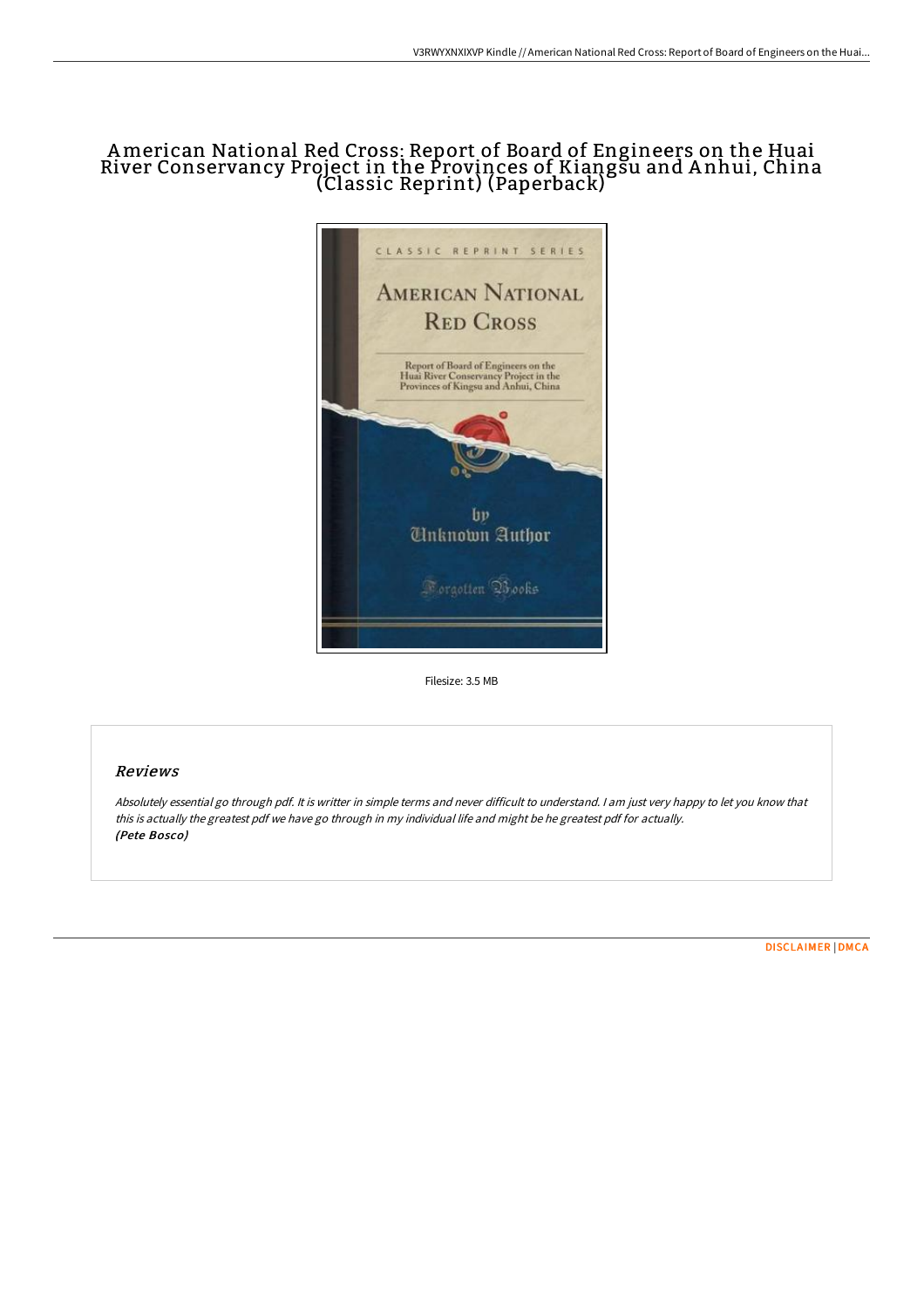# American National Red Cross: Report of Board of Engineers on the Huai River Conservancy Project in the Provinces of Kiangsu and Anhui, China (Classic Reprint) (Paperback)

Filesize: 3.5 MB

## Reviews

*Absolutely essential go through pdf. It is writter in simple terms and never difficult to understand. I am just very happy to let you know that this is actually the greatest pdf we have go through in my individual life and might be he greatest pdf for actually.*
***(Pete Bosco)***

DISCLAIMER | DMCA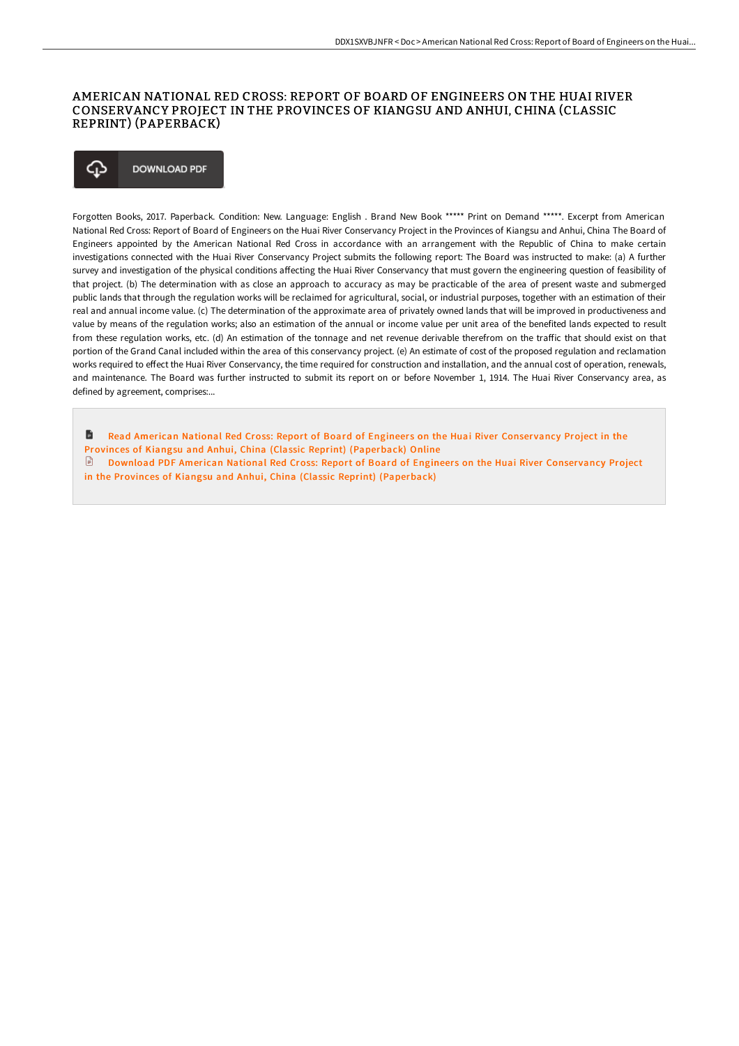# AMERICAN NATIONAL RED CROSS: REPORT OF BOARD OF ENGINEERS ON THE HUAI RIVER CONSERVANCY PROJECT IN THE PROVINCES OF KIANGSU AND ANHUI, CHINA (CLASSIC REPRINT) (PAPERBACK)

DOWNLOAD PDF

Forgotten Books, 2017. Paperback. Condition: New. Language: English . Brand New Book ***** Print on Demand *****. Excerpt from American National Red Cross: Report of Board of Engineers on the Huai River Conservancy Project in the Provinces of Kiangsu and Anhui, China The Board of Engineers appointed by the American National Red Cross in accordance with an arrangement with the Republic of China to make certain investigations connected with the Huai River Conservancy Project submits the following report: The Board was instructed to make: (a) A further survey and investigation of the physical conditions affecting the Huai River Conservancy that must govern the engineering question of feasibility of that project. (b) The determination with as close an approach to accuracy as may be practicable of the area of present waste and submerged public lands that through the regulation works will be reclaimed for agricultural, social, or industrial purposes, together with an estimation of their real and annual income value. (c) The determination of the approximate area of privately owned lands that will be improved in productiveness and value by means of the regulation works; also an estimation of the annual or income value per unit area of the benefited lands expected to result from these regulation works, etc. (d) An estimation of the tonnage and net revenue derivable therefrom on the traffic that should exist on that portion of the Grand Canal included within the area of this conservancy project. (e) An estimate of cost of the proposed regulation and reclamation works required to effect the Huai River Conservancy, the time required for construction and installation, and the annual cost of operation, renewals, and maintenance. The Board was further instructed to submit its report on or before November 1, 1914. The Huai River Conservancy area, as defined by agreement, comprises:...

Read American National Red Cross: Report of Board of Engineers on the Huai River Conservancy Project in the Provinces of Kiangsu and Anhui, China (Classic Reprint) (Paperback) Online

Download PDF American National Red Cross: Report of Board of Engineers on the Huai River Conservancy Project in the Provinces of Kiangsu and Anhui, China (Classic Reprint) (Paperback)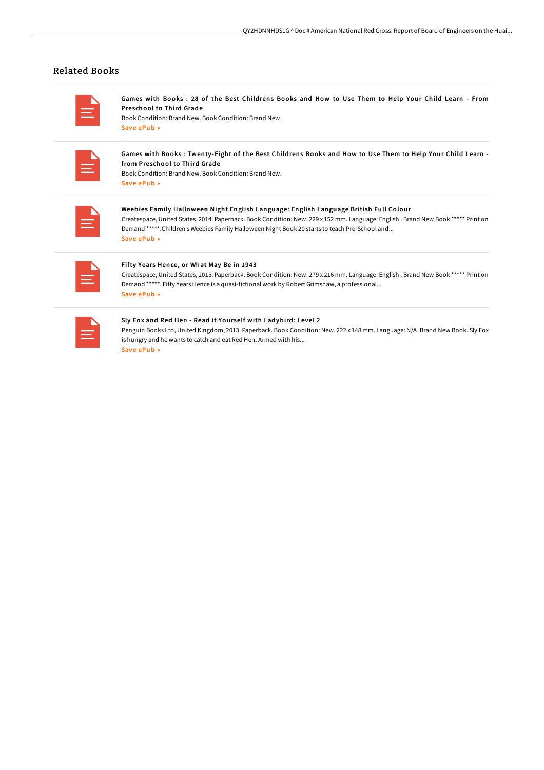## Related Books

**Games with Books : 28 of the Best Childrens Books and How to Use Them to Help Your Child Learn - From Preschool to Third Grade**

Book Condition: Brand New. Book Condition: Brand New.

Save ePub »

**Games with Books : Twenty-Eight of the Best Childrens Books and How to Use Them to Help Your Child Learn - from Preschool to Third Grade**

Book Condition: Brand New. Book Condition: Brand New.

Save ePub »

**Weebies Family Halloween Night English Language: English Language British Full Colour**

Createspace, United States, 2014. Paperback. Book Condition: New. 229 x 152 mm. Language: English . Brand New Book ***** Print on Demand *****.Children s Weebies Family Halloween Night Book 20 starts to teach Pre-School and...

Save ePub »

**Fifty Years Hence, or What May Be in 1943**

Createspace, United States, 2015. Paperback. Book Condition: New. 279 x 216 mm. Language: English . Brand New Book ***** Print on Demand *****. Fifty Years Hence is a quasi-fictional work by Robert Grimshaw, a professional...

Save ePub »

**Sly Fox and Red Hen - Read it Yourself with Ladybird: Level 2**

Penguin Books Ltd, United Kingdom, 2013. Paperback. Book Condition: New. 222 x 148 mm. Language: N/A. Brand New Book. Sly Fox is hungry and he wants to catch and eat Red Hen. Armed with his...

Save ePub »